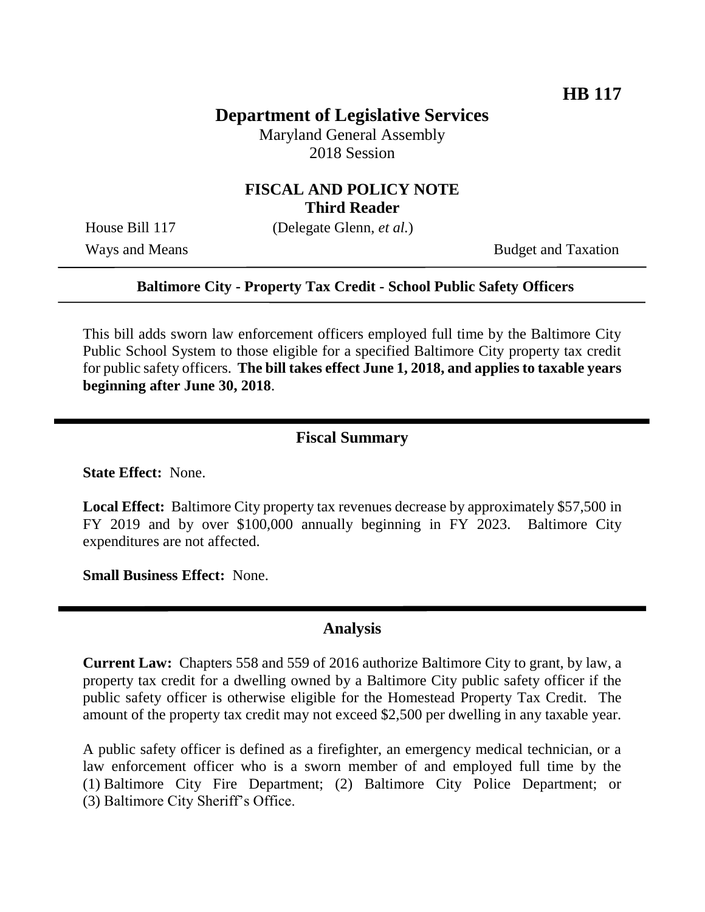**HB 117**

# Department of Legislative Services

Maryland General Assembly
2018 Session

## FISCAL AND POLICY NOTE
**Third Reader**

House Bill 117 (Delegate Glenn, *et al.*)

Ways and Means Budget and Taxation

---

**Baltimore City - Property Tax Credit - School Public Safety Officers**

---

This bill adds sworn law enforcement officers employed full time by the Baltimore City Public School System to those eligible for a specified Baltimore City property tax credit for public safety officers. **The bill takes effect June 1, 2018, and applies to taxable years beginning after June 30, 2018**.

## Fiscal Summary

**State Effect:** None.

**Local Effect:** Baltimore City property tax revenues decrease by approximately $57,500 in FY 2019 and by over $100,000 annually beginning in FY 2023. Baltimore City expenditures are not affected.

**Small Business Effect:** None.

## Analysis

**Current Law:** Chapters 558 and 559 of 2016 authorize Baltimore City to grant, by law, a property tax credit for a dwelling owned by a Baltimore City public safety officer if the public safety officer is otherwise eligible for the Homestead Property Tax Credit. The amount of the property tax credit may not exceed $2,500 per dwelling in any taxable year.

A public safety officer is defined as a firefighter, an emergency medical technician, or a law enforcement officer who is a sworn member of and employed full time by the (1) Baltimore City Fire Department; (2) Baltimore City Police Department; or (3) Baltimore City Sheriff's Office.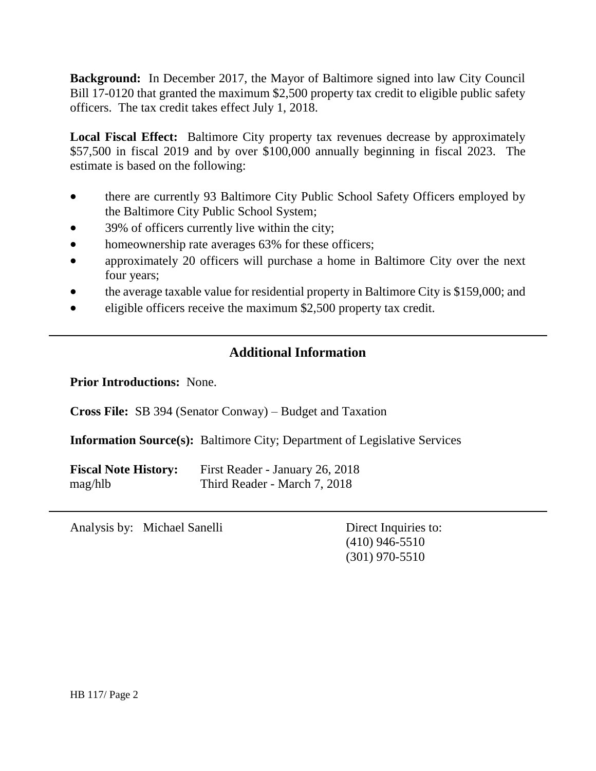**Background:** In December 2017, the Mayor of Baltimore signed into law City Council Bill 17-0120 that granted the maximum $2,500 property tax credit to eligible public safety officers. The tax credit takes effect July 1, 2018.

**Local Fiscal Effect:** Baltimore City property tax revenues decrease by approximately $57,500 in fiscal 2019 and by over $100,000 annually beginning in fiscal 2023. The estimate is based on the following:

- there are currently 93 Baltimore City Public School Safety Officers employed by the Baltimore City Public School System;
- 39% of officers currently live within the city;
- homeownership rate averages 63% for these officers;
- approximately 20 officers will purchase a home in Baltimore City over the next four years;
- the average taxable value for residential property in Baltimore City is $159,000; and
- eligible officers receive the maximum $2,500 property tax credit.

## Additional Information

**Prior Introductions:** None.

**Cross File:** SB 394 (Senator Conway) – Budget and Taxation

**Information Source(s):** Baltimore City; Department of Legislative Services

**Fiscal Note History:** First Reader - January 26, 2018
mag/hlb Third Reader - March 7, 2018

Analysis by: Michael Sanelli

Direct Inquiries to:
(410) 946-5510
(301) 970-5510